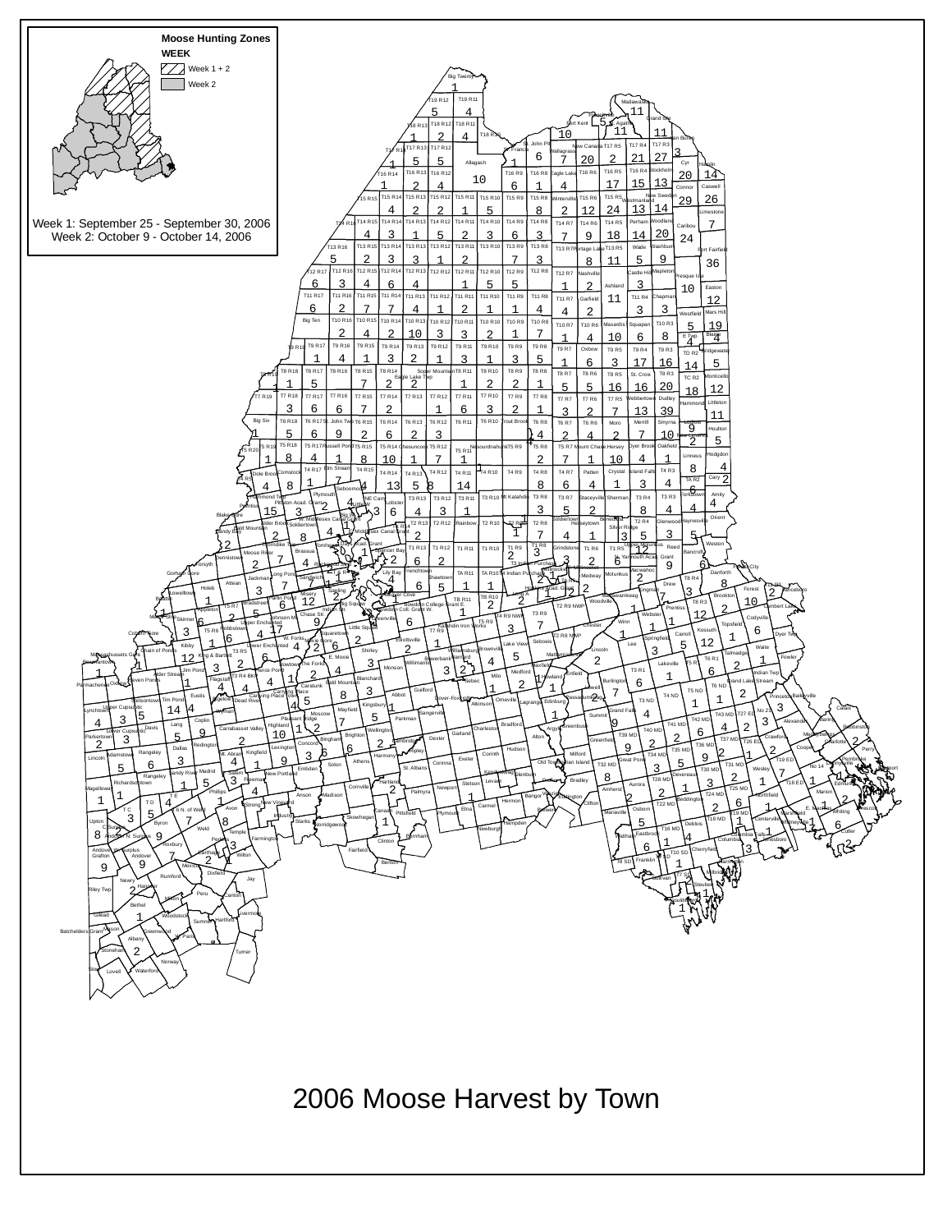# Moose Hunting Zones

**WEEK**

- Week 1 + 2
- Week 2

Week 1: September 25 - September 30, 2006
Week 2: October 9 - October 14, 2006

# 2006 Moose Harvest by Town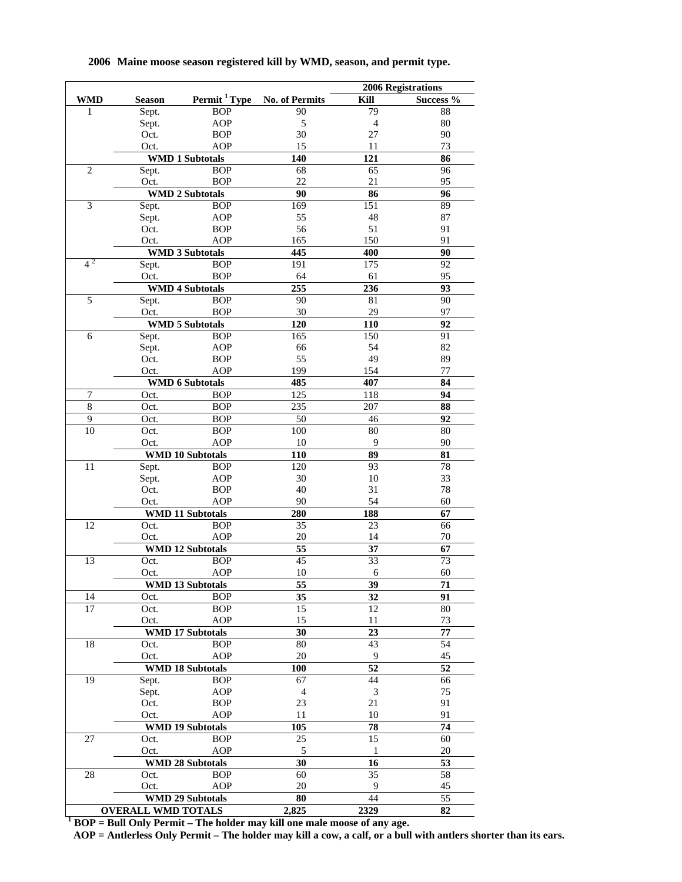**2006 Maine moose season registered kill by WMD, season, and permit type.**

| | | | | 2006 Registrations | |
|---|---|---|---|---|---|
| WMD | Season | Permit [1] Type | No. of Permits | Kill | Success % |
| 1 | Sept. | BOP | 90 | 79 | 88 |
| | Sept. | AOP | 5 | 4 | 80 |
| | Oct. | BOP | 30 | 27 | 90 |
| | Oct. | AOP | 15 | 11 | 73 |
| | **WMD 1 Subtotals** | | **140** | **121** | **86** |
| 2 | Sept. | BOP | 68 | 65 | 96 |
| | Oct. | BOP | 22 | 21 | 95 |
| | **WMD 2 Subtotals** | | **90** | **86** | **96** |
| 3 | Sept. | BOP | 169 | 151 | 89 |
| | Sept. | AOP | 55 | 48 | 87 |
| | Oct. | BOP | 56 | 51 | 91 |
| | Oct. | AOP | 165 | 150 | 91 |
| | **WMD 3 Subtotals** | | **445** | **400** | **90** |
| 4 [2] | Sept. | BOP | 191 | 175 | 92 |
| | Oct. | BOP | 64 | 61 | 95 |
| | **WMD 4 Subtotals** | | **255** | **236** | **93** |
| 5 | Sept. | BOP | 90 | 81 | 90 |
| | Oct. | BOP | 30 | 29 | 97 |
| | **WMD 5 Subtotals** | | **120** | **110** | **92** |
| 6 | Sept. | BOP | 165 | 150 | 91 |
| | Sept. | AOP | 66 | 54 | 82 |
| | Oct. | BOP | 55 | 49 | 89 |
| | Oct. | AOP | 199 | 154 | 77 |
| | **WMD 6 Subtotals** | | **485** | **407** | **84** |
| 7 | Oct. | BOP | 125 | 118 | **94** |
| 8 | Oct. | BOP | 235 | 207 | **88** |
| 9 | Oct. | BOP | 50 | 46 | **92** |
| 10 | Oct. | BOP | 100 | 80 | 80 |
| | Oct. | AOP | 10 | 9 | 90 |
| | **WMD 10 Subtotals** | | **110** | **89** | **81** |
| 11 | Sept. | BOP | 120 | 93 | 78 |
| | Sept. | AOP | 30 | 10 | 33 |
| | Oct. | BOP | 40 | 31 | 78 |
| | Oct. | AOP | 90 | 54 | 60 |
| | **WMD 11 Subtotals** | | **280** | **188** | **67** |
| 12 | Oct. | BOP | 35 | 23 | 66 |
| | Oct. | AOP | 20 | 14 | 70 |
| | **WMD 12 Subtotals** | | **55** | **37** | **67** |
| 13 | Oct. | BOP | 45 | 33 | 73 |
| | Oct. | AOP | 10 | 6 | 60 |
| | **WMD 13 Subtotals** | | **55** | **39** | **71** |
| 14 | Oct. | BOP | **35** | **32** | **91** |
| 17 | Oct. | BOP | 15 | 12 | 80 |
| | Oct. | AOP | 15 | 11 | 73 |
| | **WMD 17 Subtotals** | | **30** | **23** | **77** |
| 18 | Oct. | BOP | 80 | 43 | 54 |
| | Oct. | AOP | 20 | 9 | 45 |
| | **WMD 18 Subtotals** | | **100** | **52** | **52** |
| 19 | Sept. | BOP | 67 | 44 | 66 |
| | Sept. | AOP | 4 | 3 | 75 |
| | Oct. | BOP | 23 | 21 | 91 |
| | Oct. | AOP | 11 | 10 | 91 |
| | **WMD 19 Subtotals** | | **105** | **78** | **74** |
| 27 | Oct. | BOP | 25 | 15 | 60 |
| | Oct. | AOP | 5 | 1 | 20 |
| | **WMD 28 Subtotals** | | **30** | **16** | **53** |
| 28 | Oct. | BOP | 60 | 35 | 58 |
| | Oct. | AOP | 20 | 9 | 45 |
| | **WMD 29 Subtotals** | | **80** | 44 | 55 |
| **OVERALL WMD TOTALS** | | | **2,825** | **2329** | **82** |

[1] **BOP = Bull Only Permit – The holder may kill one male moose of any age.**

**AOP = Antlerless Only Permit – The holder may kill a cow, a calf, or a bull with antlers shorter than its ears.**